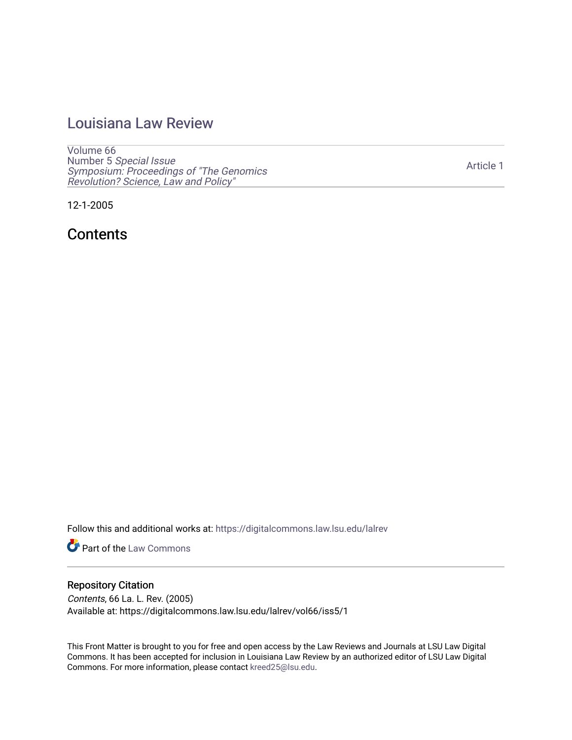# Louisiana Law Review

Volume 66
Number 5 *Special Issue*
*Symposium: Proceedings of "The Genomics Revolution? Science, Law and Policy"*

Article 1

12-1-2005

## Contents

Follow this and additional works at: https://digitalcommons.law.lsu.edu/lalrev

Part of the Law Commons

### Repository Citation

*Contents*, 66 La. L. Rev. (2005)
Available at: https://digitalcommons.law.lsu.edu/lalrev/vol66/iss5/1

This Front Matter is brought to you for free and open access by the Law Reviews and Journals at LSU Law Digital Commons. It has been accepted for inclusion in Louisiana Law Review by an authorized editor of LSU Law Digital Commons. For more information, please contact kreed25@lsu.edu.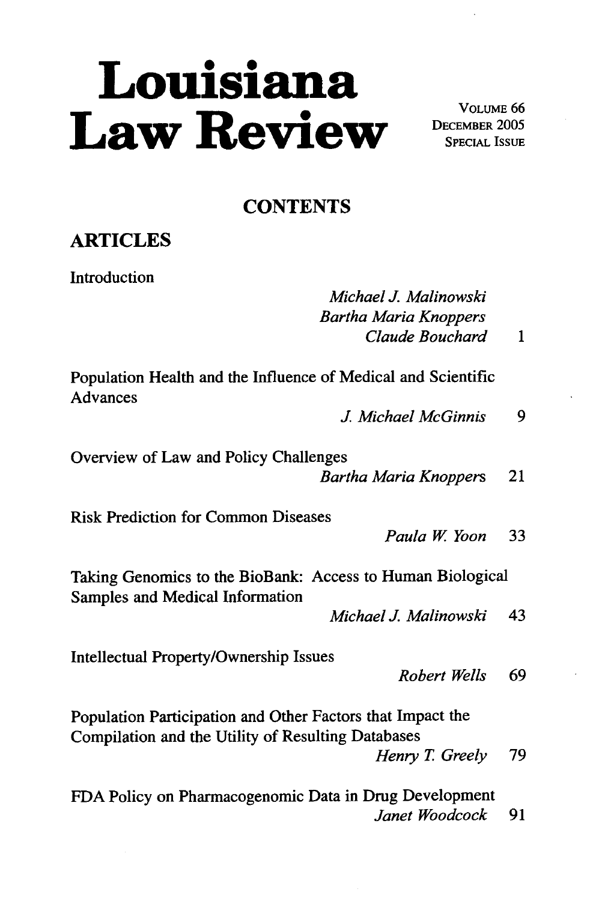# Louisiana Law Review

VOLUME 66
DECEMBER 2005
SPECIAL ISSUE

## CONTENTS

## ARTICLES

Introduction
*Michael J. Malinowski*
*Bartha Maria Knoppers*
*Claude Bouchard* 1

Population Health and the Influence of Medical and Scientific Advances
*J. Michael McGinnis* 9

Overview of Law and Policy Challenges
*Bartha Maria Knoppers* 21

Risk Prediction for Common Diseases
*Paula W. Yoon* 33

Taking Genomics to the BioBank: Access to Human Biological Samples and Medical Information
*Michael J. Malinowski* 43

Intellectual Property/Ownership Issues
*Robert Wells* 69

Population Participation and Other Factors that Impact the Compilation and the Utility of Resulting Databases
*Henry T. Greely* 79

FDA Policy on Pharmacogenomic Data in Drug Development
*Janet Woodcock* 91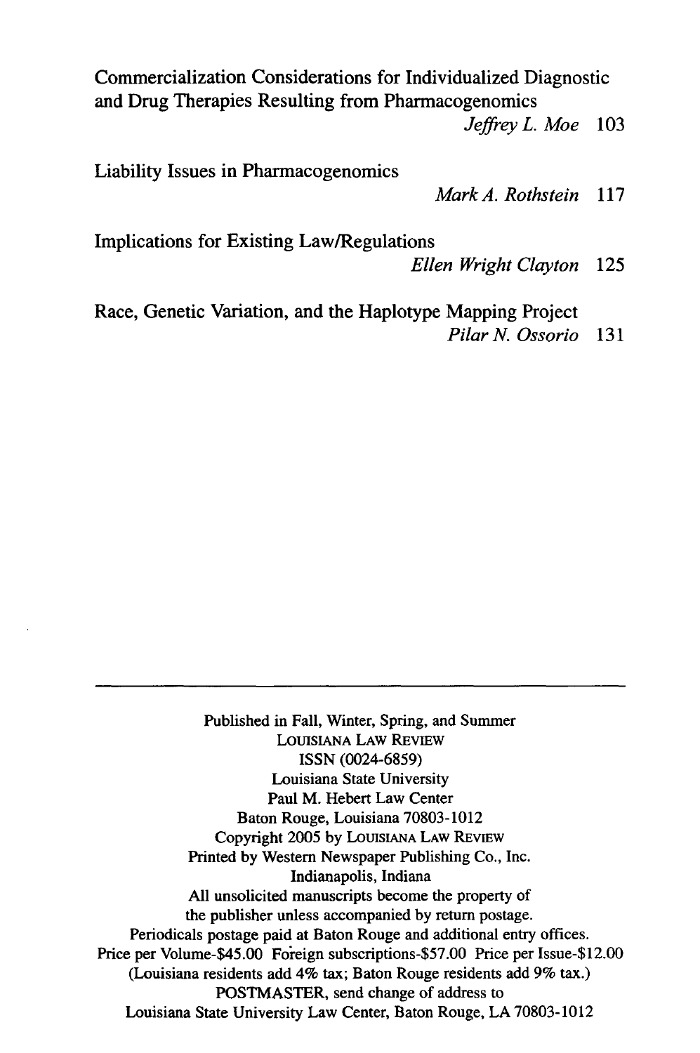Commercialization Considerations for Individualized Diagnostic and Drug Therapies Resulting from Pharmacogenomics
*Jeffrey L. Moe* 103

Liability Issues in Pharmacogenomics
*Mark A. Rothstein* 117

Implications for Existing Law/Regulations
*Ellen Wright Clayton* 125

Race, Genetic Variation, and the Haplotype Mapping Project
*Pilar N. Ossorio* 131

---

Published in Fall, Winter, Spring, and Summer
LOUISIANA LAW REVIEW
ISSN (0024-6859)
Louisiana State University
Paul M. Hebert Law Center
Baton Rouge, Louisiana 70803-1012
Copyright 2005 by LOUISIANA LAW REVIEW
Printed by Western Newspaper Publishing Co., Inc.
Indianapolis, Indiana
All unsolicited manuscripts become the property of
the publisher unless accompanied by return postage.
Periodicals postage paid at Baton Rouge and additional entry offices.
Price per Volume-$45.00 Foreign subscriptions-$57.00 Price per Issue-$12.00
(Louisiana residents add 4% tax; Baton Rouge residents add 9% tax.)
POSTMASTER, send change of address to
Louisiana State University Law Center, Baton Rouge, LA 70803-1012